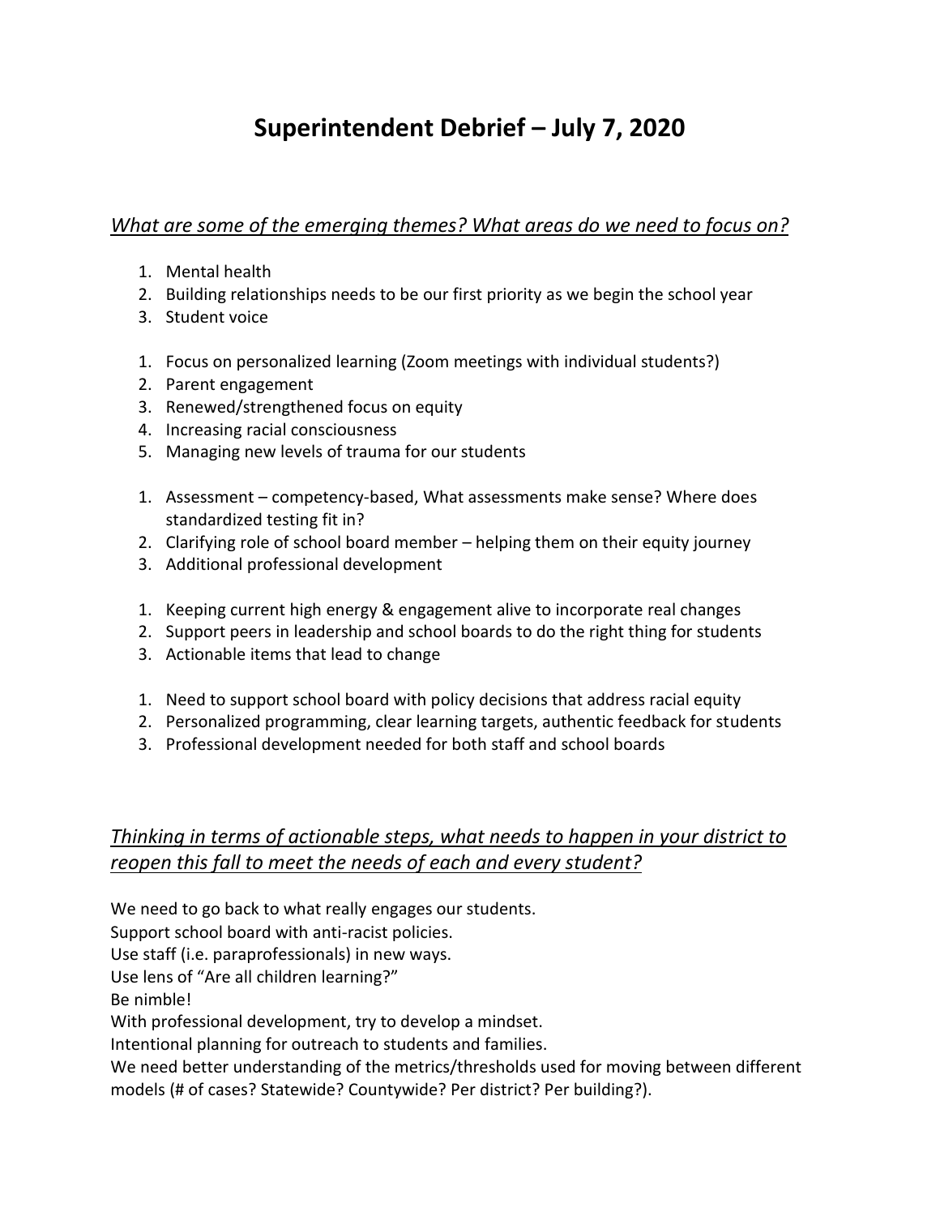# Superintendent Debrief – July 7, 2020

## *What are some of the emerging themes? What areas do we need to focus on?*

1. Mental health
2. Building relationships needs to be our first priority as we begin the school year
3. Student voice

<!-- -->

1. Focus on personalized learning (Zoom meetings with individual students?)
2. Parent engagement
3. Renewed/strengthened focus on equity
4. Increasing racial consciousness
5. Managing new levels of trauma for our students

<!-- -->

1. Assessment – competency-based, What assessments make sense? Where does standardized testing fit in?
2. Clarifying role of school board member – helping them on their equity journey
3. Additional professional development

<!-- -->

1. Keeping current high energy & engagement alive to incorporate real changes
2. Support peers in leadership and school boards to do the right thing for students
3. Actionable items that lead to change

<!-- -->

1. Need to support school board with policy decisions that address racial equity
2. Personalized programming, clear learning targets, authentic feedback for students
3. Professional development needed for both staff and school boards

## *Thinking in terms of actionable steps, what needs to happen in your district to reopen this fall to meet the needs of each and every student?*

We need to go back to what really engages our students.
Support school board with anti-racist policies.
Use staff (i.e. paraprofessionals) in new ways.
Use lens of "Are all children learning?"
Be nimble!
With professional development, try to develop a mindset.
Intentional planning for outreach to students and families.
We need better understanding of the metrics/thresholds used for moving between different models (# of cases? Statewide? Countywide? Per district? Per building?).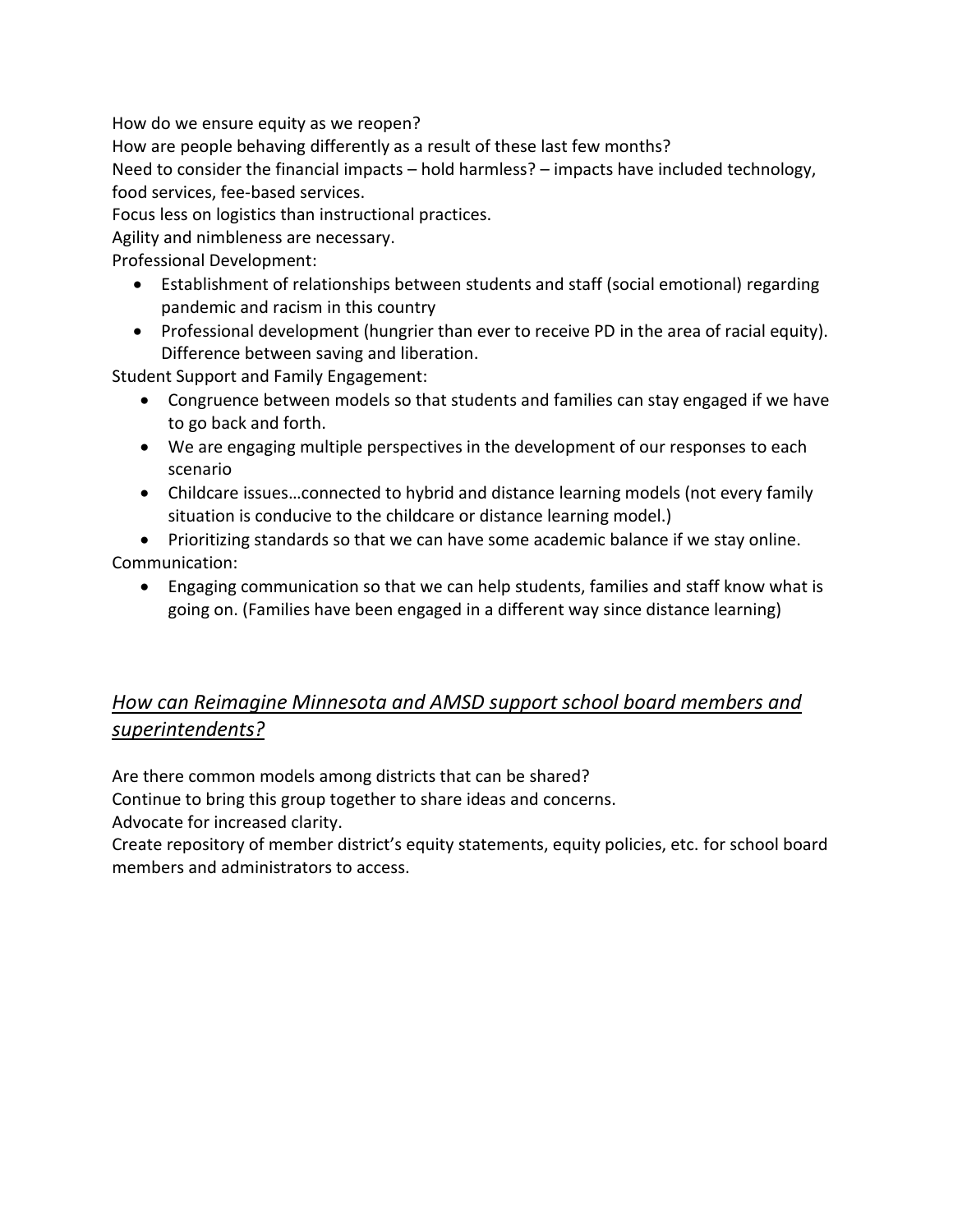How do we ensure equity as we reopen?

How are people behaving differently as a result of these last few months?

Need to consider the financial impacts – hold harmless? – impacts have included technology, food services, fee-based services.

Focus less on logistics than instructional practices.

Agility and nimbleness are necessary.

Professional Development:

- Establishment of relationships between students and staff (social emotional) regarding pandemic and racism in this country
- Professional development (hungrier than ever to receive PD in the area of racial equity). Difference between saving and liberation.

Student Support and Family Engagement:

- Congruence between models so that students and families can stay engaged if we have to go back and forth.
- We are engaging multiple perspectives in the development of our responses to each scenario
- Childcare issues…connected to hybrid and distance learning models (not every family situation is conducive to the childcare or distance learning model.)
- Prioritizing standards so that we can have some academic balance if we stay online.

Communication:

- Engaging communication so that we can help students, families and staff know what is going on. (Families have been engaged in a different way since distance learning)

## *How can Reimagine Minnesota and AMSD support school board members and superintendents?*

Are there common models among districts that can be shared?

Continue to bring this group together to share ideas and concerns.

Advocate for increased clarity.

Create repository of member district's equity statements, equity policies, etc. for school board members and administrators to access.